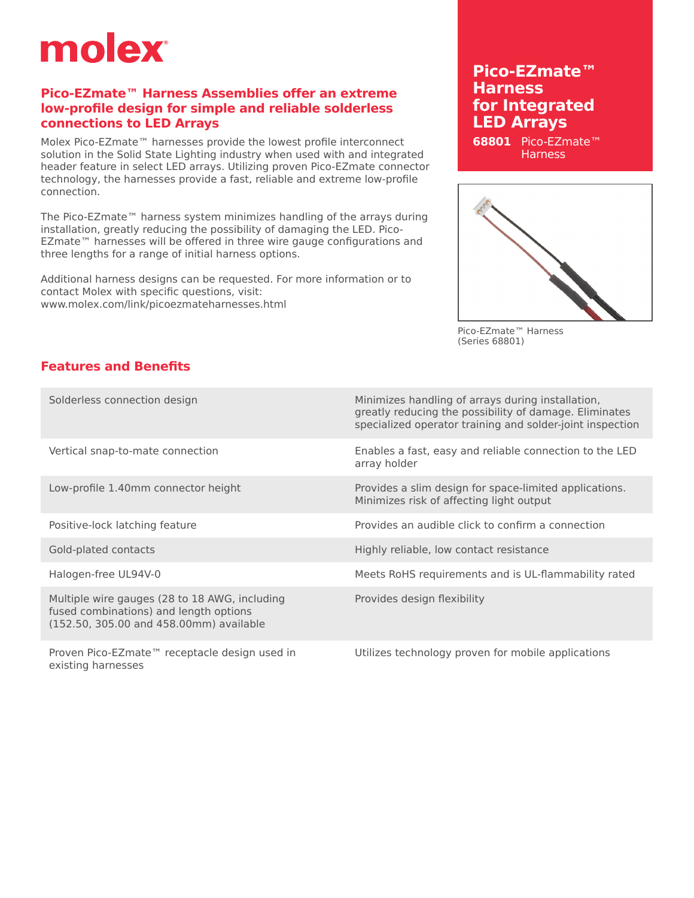molex

## Pico-EZmate™ Harness Assemblies offer an extreme low-profile design for simple and reliable solderless connections to LED Arrays

Molex Pico-EZmate™ harnesses provide the lowest profile interconnect solution in the Solid State Lighting industry when used with and integrated header feature in select LED arrays. Utilizing proven Pico-EZmate connector technology, the harnesses provide a fast, reliable and extreme low-profile connection.

The Pico-EZmate™ harness system minimizes handling of the arrays during installation, greatly reducing the possibility of damaging the LED. Pico-EZmate™ harnesses will be offered in three wire gauge configurations and three lengths for a range of initial harness options.

Additional harness designs can be requested. For more information or to contact Molex with specific questions, visit: www.molex.com/link/picoezmateharnesses.html

# Pico-EZmate™ Harness for Integrated LED Arrays

**68801** Pico-EZmate™ Harness

Pico-EZmate™ Harness (Series 68801)

## Features and Benefits

| | |
|---|---|
| Solderless connection design | Minimizes handling of arrays during installation, greatly reducing the possibility of damage. Eliminates specialized operator training and solder-joint inspection |
| Vertical snap-to-mate connection | Enables a fast, easy and reliable connection to the LED array holder |
| Low-profile 1.40mm connector height | Provides a slim design for space-limited applications. Minimizes risk of affecting light output |
| Positive-lock latching feature | Provides an audible click to confirm a connection |
| Gold-plated contacts | Highly reliable, low contact resistance |
| Halogen-free UL94V-0 | Meets RoHS requirements and is UL-flammability rated |
| Multiple wire gauges (28 to 18 AWG, including fused combinations) and length options (152.50, 305.00 and 458.00mm) available | Provides design flexibility |
| Proven Pico-EZmate™ receptacle design used in existing harnesses | Utilizes technology proven for mobile applications |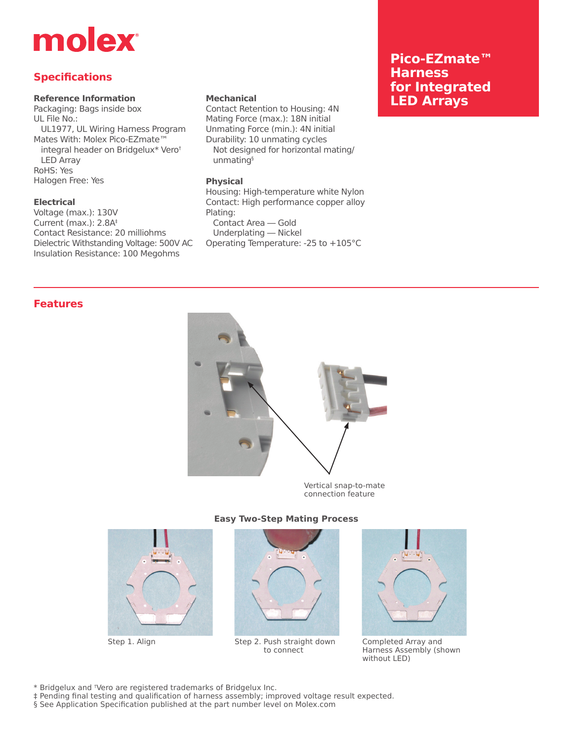# Pico-EZmate™ Harness for Integrated LED Arrays

## Specifications

### Reference Information
Packaging: Bags inside box
UL File No.:
UL1977, UL Wiring Harness Program
Mates With: Molex Pico-EZmate™ integral header on Bridgelux* Vero† LED Array
RoHS: Yes
Halogen Free: Yes

### Electrical
Voltage (max.): 130V
Current (max.): 2.8A‡
Contact Resistance: 20 milliohms
Dielectric Withstanding Voltage: 500V AC
Insulation Resistance: 100 Megohms

### Mechanical
Contact Retention to Housing: 4N
Mating Force (max.): 18N initial
Unmating Force (min.): 4N initial
Durability: 10 unmating cycles
Not designed for horizontal mating/unmating§

### Physical
Housing: High-temperature white Nylon
Contact: High performance copper alloy
Plating:
Contact Area — Gold
Underplating — Nickel
Operating Temperature: -25 to +105°C

## Features

Vertical snap-to-mate connection feature

**Easy Two-Step Mating Process**

Step 1. Align

Step 2. Push straight down to connect

Completed Array and Harness Assembly (shown without LED)

\* Bridgelux and †Vero are registered trademarks of Bridgelux Inc.
‡ Pending final testing and qualification of harness assembly; improved voltage result expected.
§ See Application Specification published at the part number level on Molex.com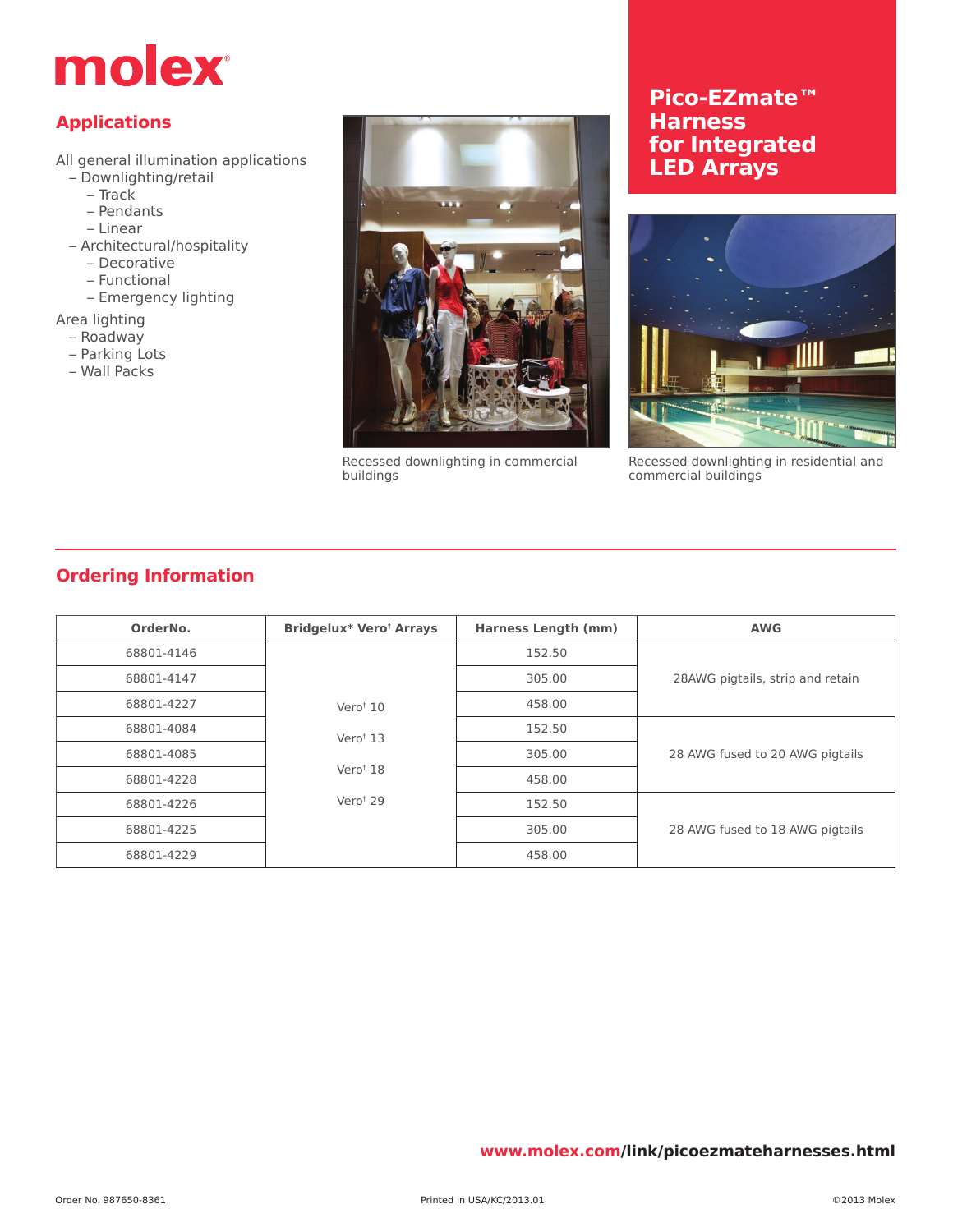# Pico-EZmate™ Harness for Integrated LED Arrays

## Applications

All general illumination applications
- Downlighting/retail
  - Track
  - Pendants
  - Linear
- Architectural/hospitality
  - Decorative
  - Functional
  - Emergency lighting

Area lighting
- Roadway
- Parking Lots
- Wall Packs

Recessed downlighting in commercial buildings

Recessed downlighting in residential and commercial buildings

## Ordering Information

| OrderNo. | Bridgelux* Vero† Arrays | Harness Length (mm) | AWG |
|---|---|---|---|
| 68801-4146 | Vero† 10, Vero† 13, Vero† 18, Vero† 29 | 152.50 | 28AWG pigtails, strip and retain |
| 68801-4147 | | 305.00 | |
| 68801-4227 | | 458.00 | |
| 68801-4084 | | 152.50 | 28 AWG fused to 20 AWG pigtails |
| 68801-4085 | | 305.00 | |
| 68801-4228 | | 458.00 | |
| 68801-4226 | | 152.50 | 28 AWG fused to 18 AWG pigtails |
| 68801-4225 | | 305.00 | |
| 68801-4229 | | 458.00 | |

www.molex.com/link/picoezmateharnesses.html

Order No. 987650-8361 Printed in USA/KC/2013.01 ©2013 Molex